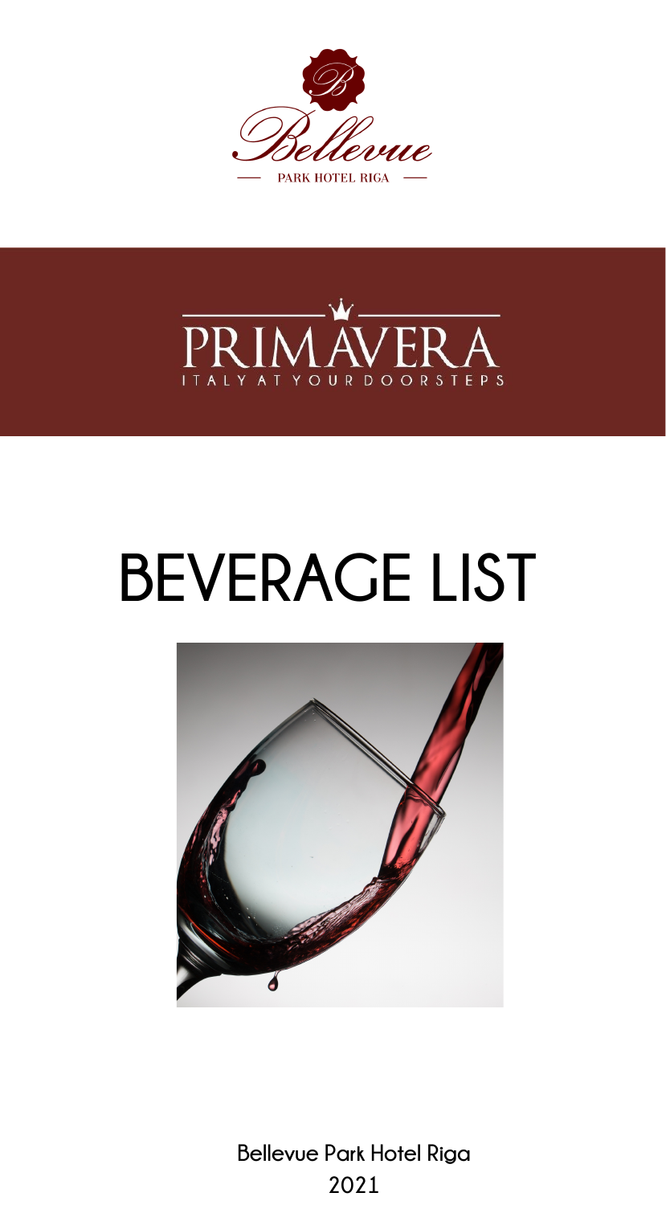Bellevue

PARK HOTEL RIGA

PRIMAVERA

ITALY AT YOUR DOORSTEPS

# BEVERAGE LIST

**Bellevue Park Hotel Riga**

**2021**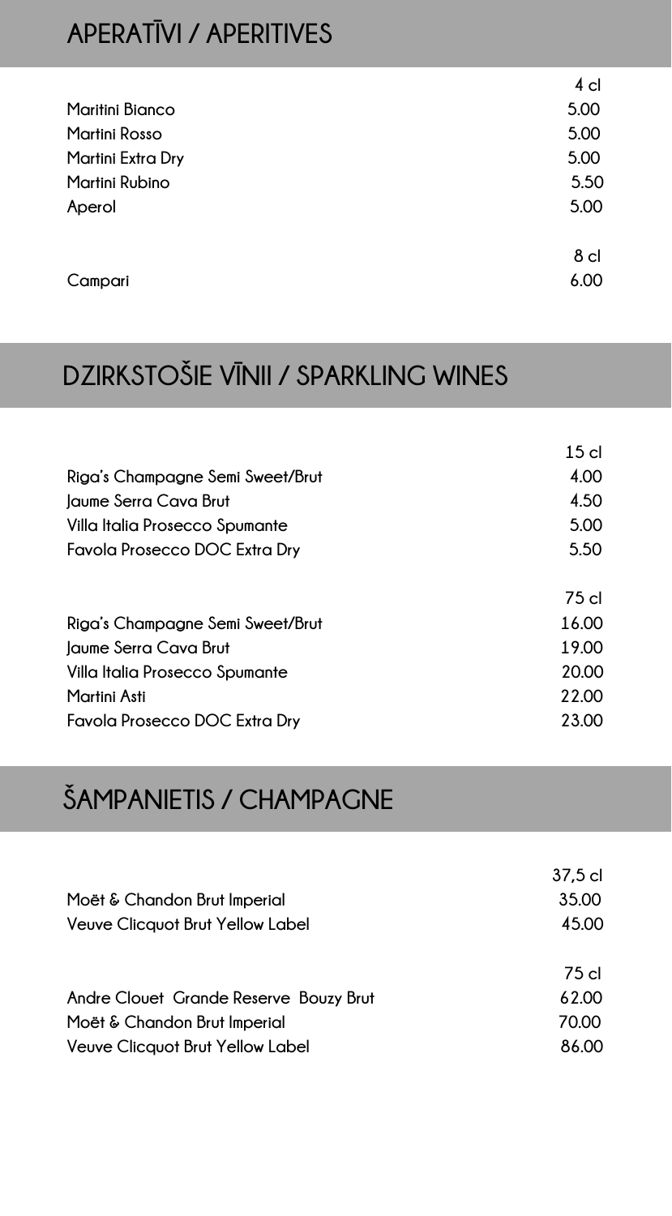## APERATĪVI / APERITIVES

| | 4 cl |
|---|---|
| Maritini Bianco | 5.00 |
| Martini Rosso | 5.00 |
| Martini Extra Dry | 5.00 |
| Martini Rubino | 5.50 |
| Aperol | 5.00 |

| | 8 cl |
|---|---|
| Campari | 6.00 |

## DZIRKSTOŠIE VĪNII / SPARKLING WINES

| | 15 cl |
|---|---|
| Riga's Champagne Semi Sweet/Brut | 4.00 |
| Jaume Serra Cava Brut | 4.50 |
| Villa Italia Prosecco Spumante | 5.00 |
| Favola Prosecco DOC Extra Dry | 5.50 |

| | 75 cl |
|---|---|
| Riga's Champagne Semi Sweet/Brut | 16.00 |
| Jaume Serra Cava Brut | 19.00 |
| Villa Italia Prosecco Spumante | 20.00 |
| Martini Asti | 22.00 |
| Favola Prosecco DOC Extra Dry | 23.00 |

## ŠAMPANIETIS / CHAMPAGNE

| | 37,5 cl |
|---|---|
| Moët & Chandon Brut Imperial | 35.00 |
| Veuve Clicquot Brut Yellow Label | 45.00 |

| | 75 cl |
|---|---|
| Andre Clouet Grande Reserve Bouzy Brut | 62.00 |
| Moët & Chandon Brut Imperial | 70.00 |
| Veuve Clicquot Brut Yellow Label | 86.00 |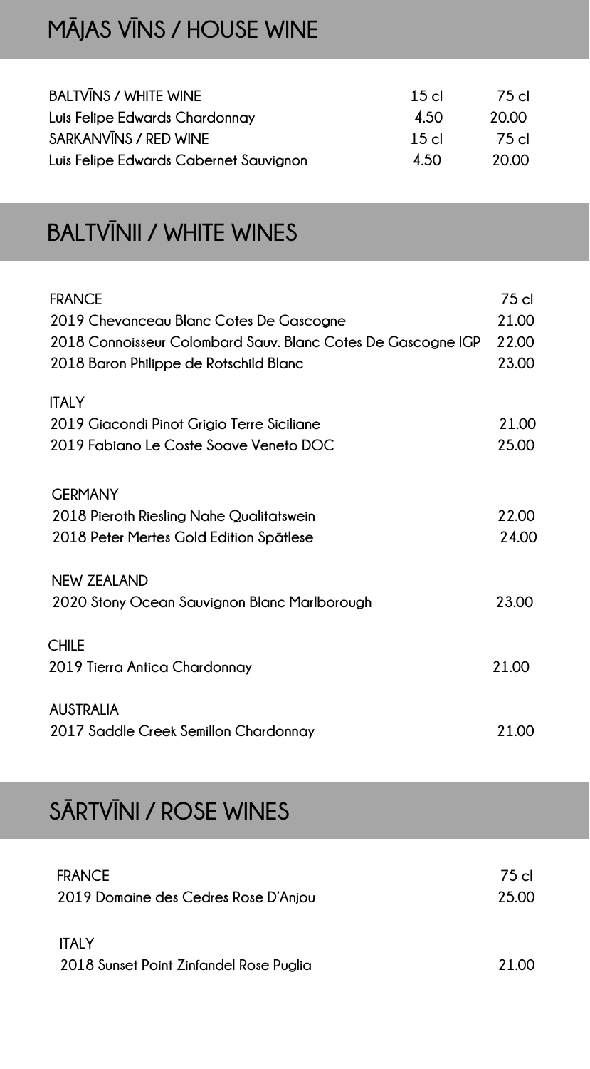## MĀJAS VĪNS / HOUSE WINE

| BALTVĪNS / WHITE WINE | 15 cl | 75 cl |
|---|---|---|
| Luis Felipe Edwards Chardonnay | 4.50 | 20.00 |
| **SARKANVĪNS / RED WINE** | **15 cl** | **75 cl** |
| Luis Felipe Edwards Cabernet Sauvignon | 4.50 | 20.00 |

## BALTVĪNII / WHITE WINES

| FRANCE | 75 cl |
|---|---|
| 2019 Chevanceau Blanc Cotes De Gascogne | 21.00 |
| 2018 Connoisseur Colombard Sauv. Blanc Cotes De Gascogne IGP | 22.00 |
| 2018 Baron Philippe de Rotschild Blanc | 23.00 |
| **ITALY** | |
| 2019 Giacondi Pinot Grigio Terre Siciliane | 21.00 |
| 2019 Fabiano Le Coste Soave Veneto DOC | 25.00 |
| **GERMANY** | |
| 2018 Pieroth Riesling Nahe Qualitatswein | 22.00 |
| 2018 Peter Mertes Gold Edition Spätlese | 24.00 |
| **NEW ZEALAND** | |
| 2020 Stony Ocean Sauvignon Blanc Marlborough | 23.00 |
| **CHILE** | |
| 2019 Tierra Antica Chardonnay | 21.00 |
| **AUSTRALIA** | |
| 2017 Saddle Creek Semillon Chardonnay | 21.00 |

## SĀRTVĪNI / ROSE WINES

| FRANCE | 75 cl |
|---|---|
| 2019 Domaine des Cedres Rose D'Anjou | 25.00 |
| **ITALY** | |
| 2018 Sunset Point Zinfandel Rose Puglia | 21.00 |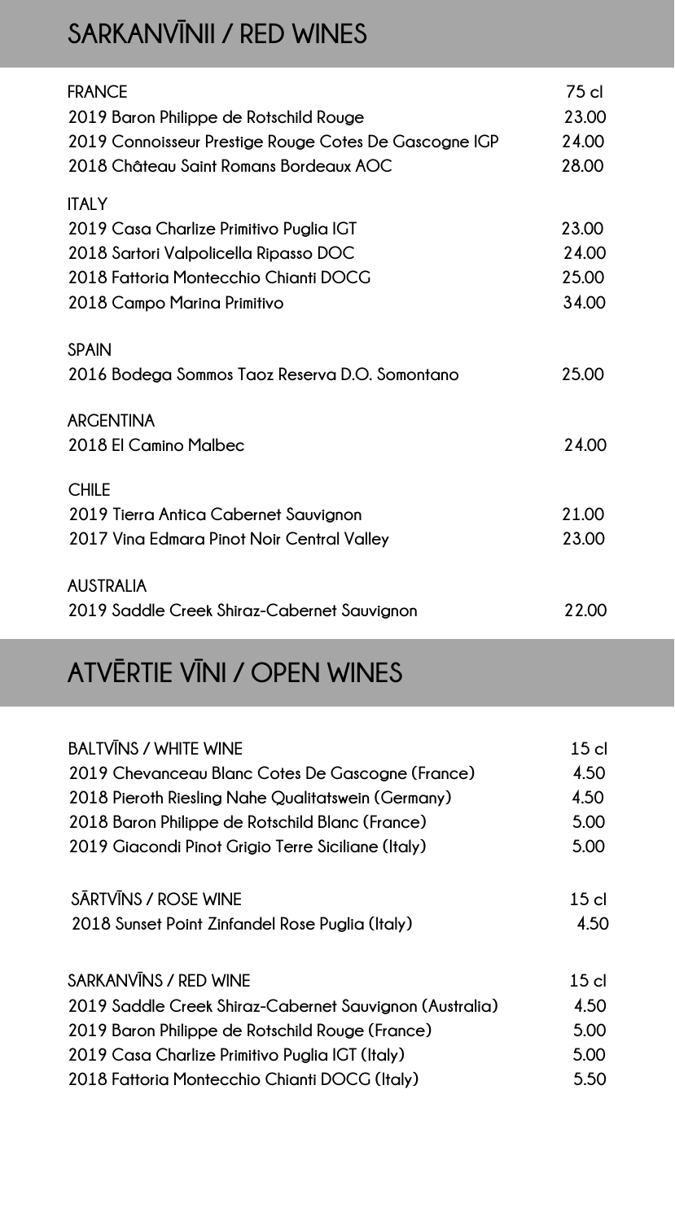## SARKANVĪNII / RED WINES

| FRANCE | 75 cl |
|---|---|
| 2019 Baron Philippe de Rotschild Rouge | 23.00 |
| 2019 Connoisseur Prestige Rouge Cotes De Gascogne IGP | 24.00 |
| 2018 Château Saint Romans Bordeaux AOC | 28.00 |
| **ITALY** | |
| 2019 Casa Charlize Primitivo Puglia IGT | 23.00 |
| 2018 Sartori Valpolicella Ripasso DOC | 24.00 |
| 2018 Fattoria Montecchio Chianti DOCG | 25.00 |
| 2018 Campo Marina Primitivo | 34.00 |
| **SPAIN** | |
| 2016 Bodega Sommos Taoz Reserva D.O. Somontano | 25.00 |
| **ARGENTINA** | |
| 2018 El Camino Malbec | 24.00 |
| **CHILE** | |
| 2019 Tierra Antica Cabernet Sauvignon | 21.00 |
| 2017 Vina Edmara Pinot Noir Central Valley | 23.00 |
| **AUSTRALIA** | |
| 2019 Saddle Creek Shiraz-Cabernet Sauvignon | 22.00 |

## ATVĒRTIE VĪNI / OPEN WINES

| BALTVĪNS / WHITE WINE | 15 cl |
|---|---|
| 2019 Chevanceau Blanc Cotes De Gascogne (France) | 4.50 |
| 2018 Pieroth Riesling Nahe Qualitatswein (Germany) | 4.50 |
| 2018 Baron Philippe de Rotschild Blanc (France) | 5.00 |
| 2019 Giacondi Pinot Grigio Terre Siciliane (Italy) | 5.00 |

| SĀRTVĪNS / ROSE WINE | 15 cl |
|---|---|
| 2018 Sunset Point Zinfandel Rose Puglia (Italy) | 4.50 |

| SARKANVĪNS / RED WINE | 15 cl |
|---|---|
| 2019 Saddle Creek Shiraz-Cabernet Sauvignon (Australia) | 4.50 |
| 2019 Baron Philippe de Rotschild Rouge (France) | 5.00 |
| 2019 Casa Charlize Primitivo Puglia IGT (Italy) | 5.00 |
| 2018 Fattoria Montecchio Chianti DOCG (Italy) | 5.50 |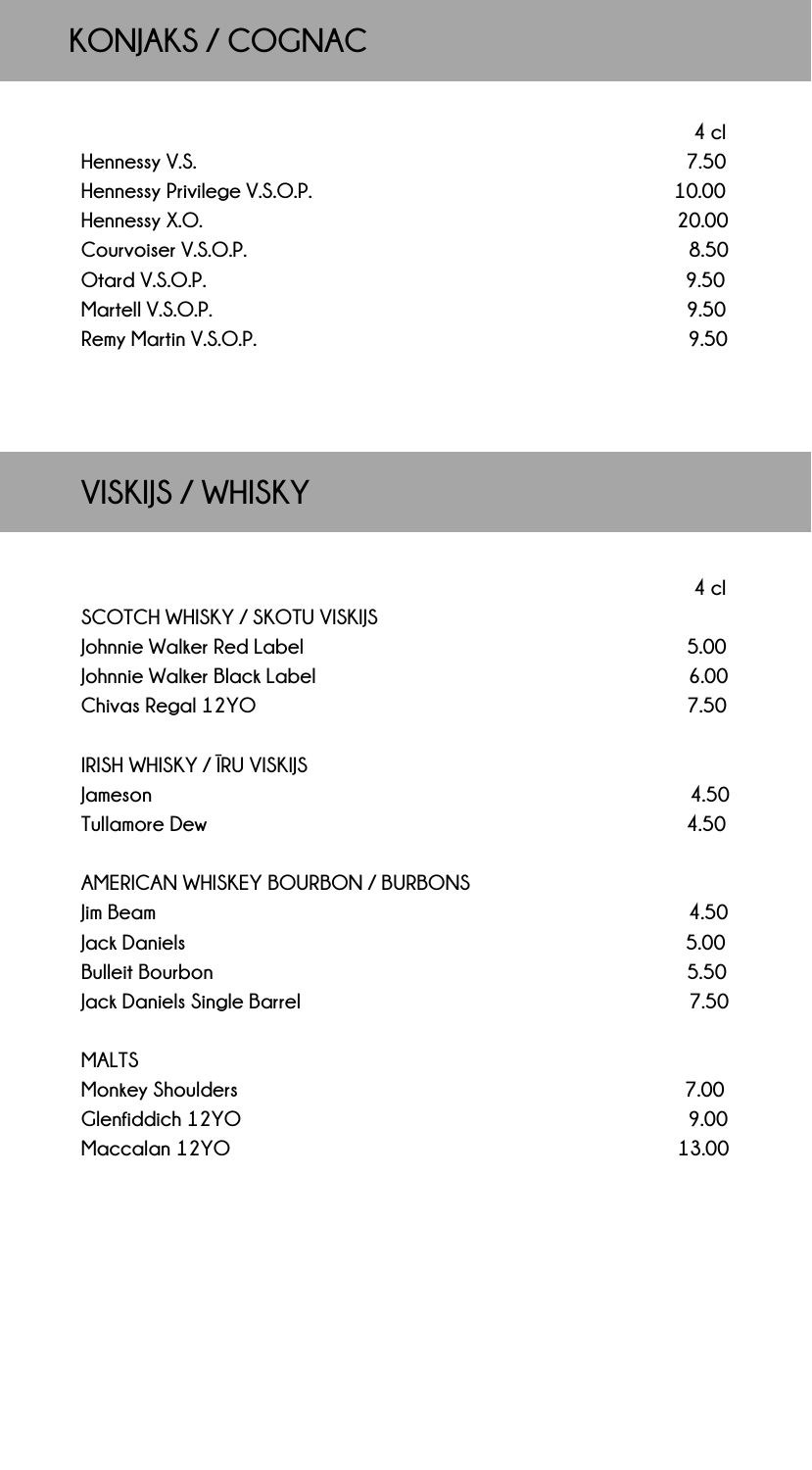# KONJAKS / COGNAC

| | 4 cl |
|---|---|
| Hennessy V.S. | 7.50 |
| Hennessy Privilege V.S.O.P. | 10.00 |
| Hennessy X.O. | 20.00 |
| Courvoiser V.S.O.P. | 8.50 |
| Otard V.S.O.P. | 9.50 |
| Martell V.S.O.P. | 9.50 |
| Remy Martin V.S.O.P. | 9.50 |

# VISKIJS / WHISKY

| | 4 cl |
|---|---|
| SCOTCH WHISKY / SKOTU VISKIJS | |
| Johnnie Walker Red Label | 5.00 |
| Johnnie Walker Black Label | 6.00 |
| Chivas Regal 12YO | 7.50 |
| | |
| IRISH WHISKY / ĪRU VISKIJS | |
| Jameson | 4.50 |
| Tullamore Dew | 4.50 |
| | |
| AMERICAN WHISKEY BOURBON / BURBONS | |
| Jim Beam | 4.50 |
| Jack Daniels | 5.00 |
| Bulleit Bourbon | 5.50 |
| Jack Daniels Single Barrel | 7.50 |
| | |
| MALTS | |
| Monkey Shoulders | 7.00 |
| Glenfiddich 12YO | 9.00 |
| Maccalan 12YO | 13.00 |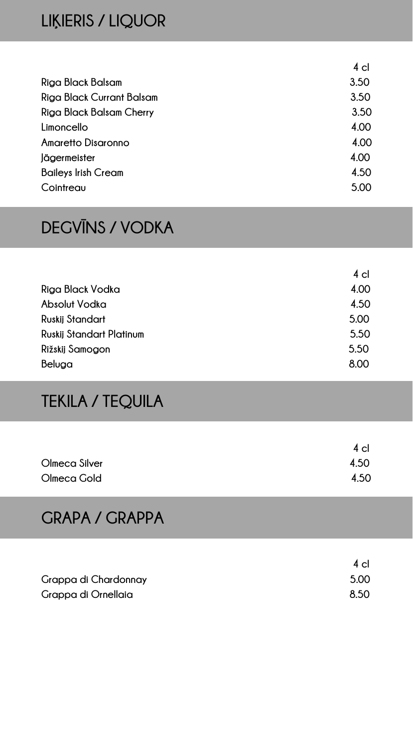## LIĶIERIS / LIQUOR

| | 4 cl |
|---|---|
| Riga Black Balsam | 3.50 |
| Riga Black Currant Balsam | 3.50 |
| Riga Black Balsam Cherry | 3.50 |
| Limoncello | 4.00 |
| Amaretto Disaronno | 4.00 |
| Jägermeister | 4.00 |
| Baileys Irish Cream | 4.50 |
| Cointreau | 5.00 |

## DEGVĪNS / VODKA

| | 4 cl |
|---|---|
| Riga Black Vodka | 4.00 |
| Absolut Vodka | 4.50 |
| Ruskij Standart | 5.00 |
| Ruskij Standart Platinum | 5.50 |
| Rižskij Samogon | 5.50 |
| Beluga | 8.00 |

## TEKILA / TEQUILA

| | 4 cl |
|---|---|
| Olmeca Silver | 4.50 |
| Olmeca Gold | 4.50 |

## GRAPA / GRAPPA

| | 4 cl |
|---|---|
| Grappa di Chardonnay | 5.00 |
| Grappa di Ornellaia | 8.50 |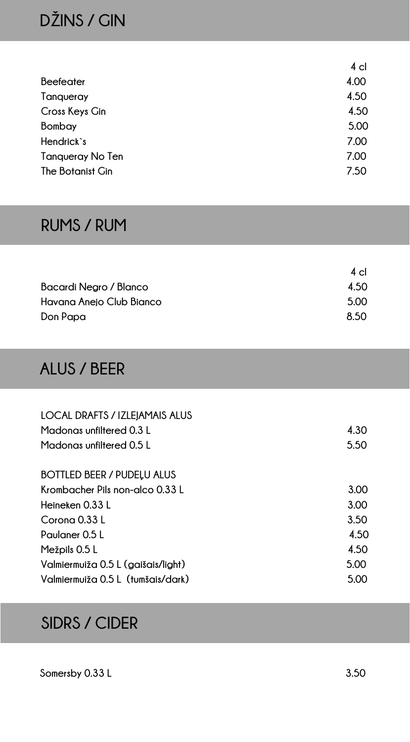## DŽINS / GIN

| | 4 cl |
|---|---|
| Beefeater | 4.00 |
| Tanqueray | 4.50 |
| Cross Keys Gin | 4.50 |
| Bombay | 5.00 |
| Hendrick`s | 7.00 |
| Tanqueray No Ten | 7.00 |
| The Botanist Gin | 7.50 |

## RUMS / RUM

| | 4 cl |
|---|---|
| Bacardi Negro / Blanco | 4.50 |
| Havana Anejo Club Bianco | 5.00 |
| Don Papa | 8.50 |

## ALUS / BEER

| | |
|---|---|
| LOCAL DRAFTS / IZLEJAMAIS ALUS | |
| Madonas unfiltered 0.3 L | 4.30 |
| Madonas unfiltered 0.5 L | 5.50 |
| | |
| BOTTLED BEER / PUDEĻU ALUS | |
| Krombacher Pils non-alco 0.33 L | 3.00 |
| Heineken 0.33 L | 3.00 |
| Corona 0.33 L | 3.50 |
| Paulaner 0.5 L | 4.50 |
| Mežpils 0.5 L | 4.50 |
| Valmiermuiža 0.5 L (gaišais/light) | 5.00 |
| Valmiermuiža 0.5 L (tumšais/dark) | 5.00 |

## SIDRS / CIDER

| | |
|---|---|
| Somersby 0.33 L | 3.50 |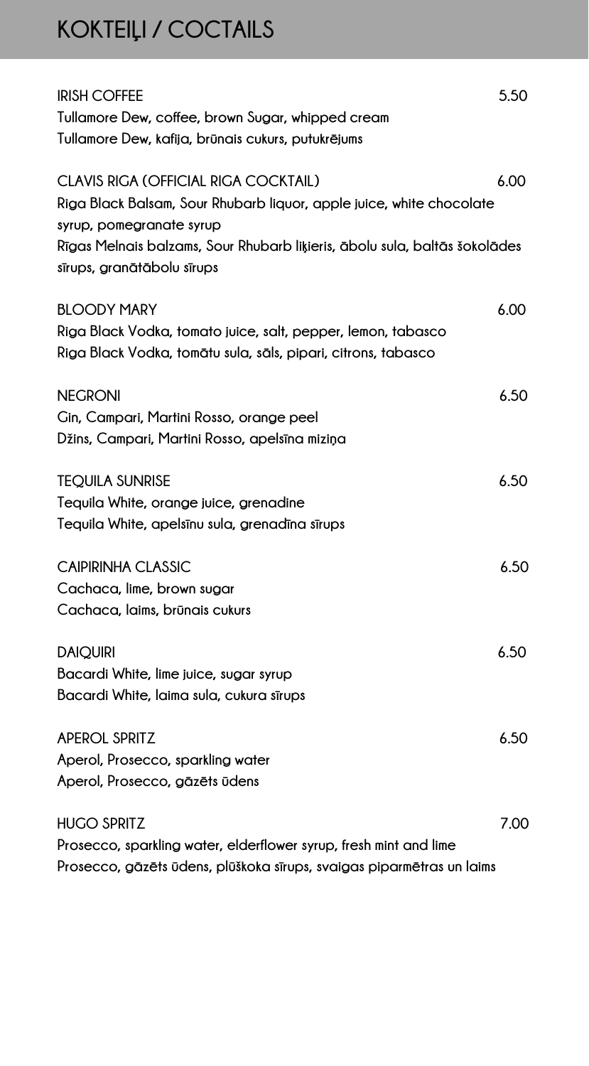# KOKTEIĻI / COCTAILS

**IRISH COFFEE** 5.50

Tullamore Dew, coffee, brown Sugar, whipped cream

Tullamore Dew, kafija, brūnais cukurs, putukrējums

**CLAVIS RIGA (OFFICIAL RIGA COCKTAIL)** 6.00

Riga Black Balsam, Sour Rhubarb liquor, apple juice, white chocolate syrup, pomegranate syrup

Rīgas Melnais balzams, Sour Rhubarb liķieris, ābolu sula, baltās šokolādes sīrups, granātābolu sīrups

**BLOODY MARY** 6.00

Riga Black Vodka, tomato juice, salt, pepper, lemon, tabasco

Riga Black Vodka, tomātu sula, sāls, pipari, citrons, tabasco

**NEGRONI** 6.50

Gin, Campari, Martini Rosso, orange peel

Džins, Campari, Martini Rosso, apelsīna miziņa

**TEQUILA SUNRISE** 6.50

Tequila White, orange juice, grenadine

Tequila White, apelsīnu sula, grenadīna sīrups

**CAIPIRINHA CLASSIC** 6.50

Cachaca, lime, brown sugar

Cachaca, laims, brūnais cukurs

**DAIQUIRI** 6.50

Bacardi White, lime juice, sugar syrup

Bacardi White, laima sula, cukura sīrups

**APEROL SPRITZ** 6.50

Aperol, Prosecco, sparkling water

Aperol, Prosecco, gāzēts ūdens

**HUGO SPRITZ** 7.00

Prosecco, sparkling water, elderflower syrup, fresh mint and lime

Prosecco, gāzēts ūdens, plūškoka sīrups, svaigas piparmētras un laims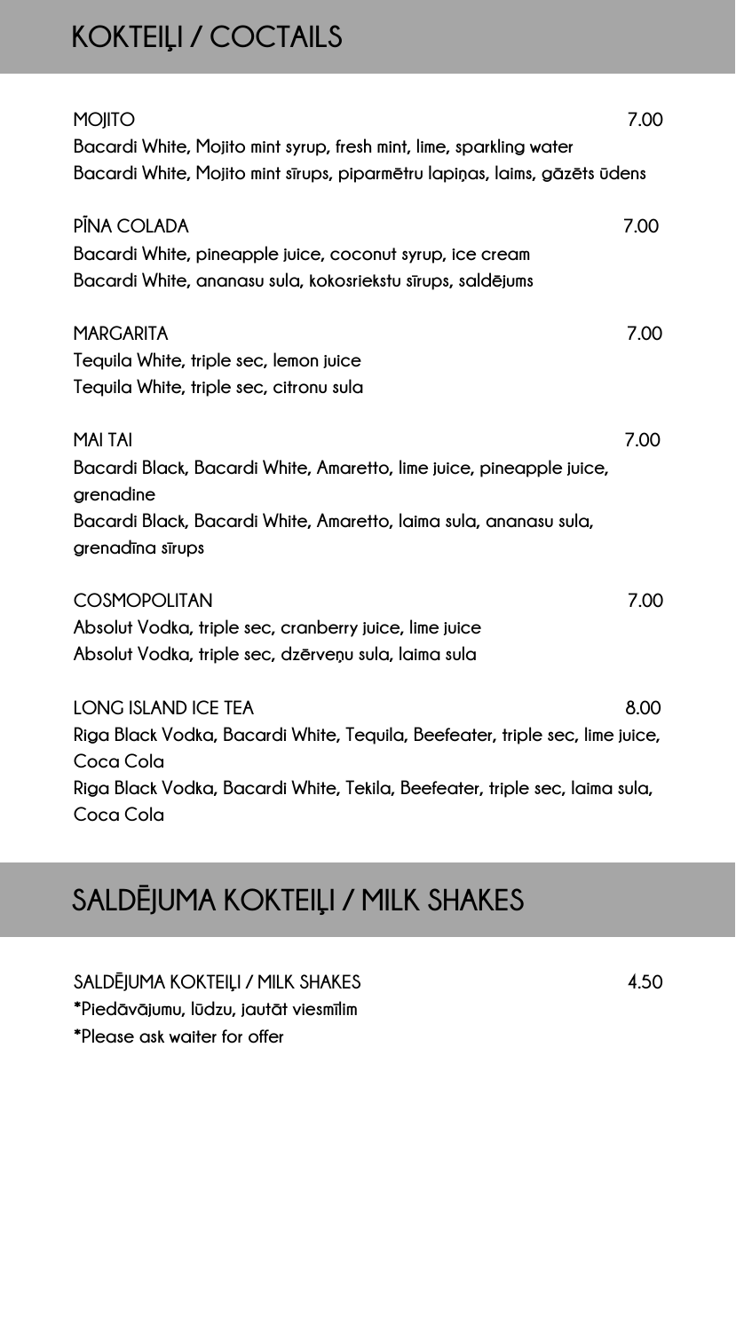# KOKTEIĻI / COCTAILS

**MOJITO** 7.00
Bacardi White, Mojito mint syrup, fresh mint, lime, sparkling water
Bacardi White, Mojito mint sīrups, piparmētru lapiņas, laims, gāzēts ūdens

**PĪNA COLADA** 7.00
Bacardi White, pineapple juice, coconut syrup, ice cream
Bacardi White, ananasu sula, kokosriekstu sīrups, saldējums

**MARGARITA** 7.00
Tequila White, triple sec, lemon juice
Tequila White, triple sec, citronu sula

**MAI TAI** 7.00
Bacardi Black, Bacardi White, Amaretto, lime juice, pineapple juice, grenadine
Bacardi Black, Bacardi White, Amaretto, laima sula, ananasu sula, grenadīna sīrups

**COSMOPOLITAN** 7.00
Absolut Vodka, triple sec, cranberry juice, lime juice
Absolut Vodka, triple sec, dzērveņu sula, laima sula

**LONG ISLAND ICE TEA** 8.00
Riga Black Vodka, Bacardi White, Tequila, Beefeater, triple sec, lime juice, Coca Cola
Riga Black Vodka, Bacardi White, Tekila, Beefeater, triple sec, laima sula, Coca Cola

# SALDĒJUMA KOKTEIĻI / MILK SHAKES

**SALDĒJUMA KOKTEIĻI / MILK SHAKES** 4.50
*Piedāvājumu, lūdzu, jautāt viesmīlim
*Please ask waiter for offer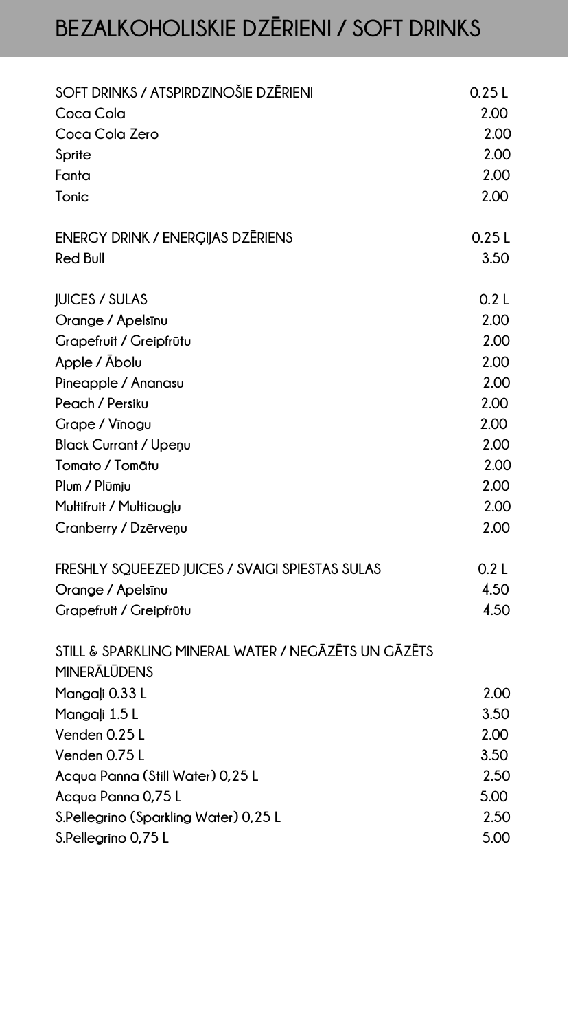# BEZALKOHOLISKIE DZĒRIENI / SOFT DRINKS

| SOFT DRINKS / ATSPIRDZINOŠIE DZĒRIENI | 0.25 L |
|---|---|
| Coca Cola | 2.00 |
| Coca Cola Zero | 2.00 |
| Sprite | 2.00 |
| Fanta | 2.00 |
| Tonic | 2.00 |

| ENERGY DRINK / ENERĢIJAS DZĒRIENS | 0.25 L |
|---|---|
| Red Bull | 3.50 |

| JUICES / SULAS | 0.2 L |
|---|---|
| Orange / Apelsīnu | 2.00 |
| Grapefruit / Greipfrūtu | 2.00 |
| Apple / Ābolu | 2.00 |
| Pineapple / Ananasu | 2.00 |
| Peach / Persiku | 2.00 |
| Grape / Vīnogu | 2.00 |
| Black Currant / Upeņu | 2.00 |
| Tomato / Tomātu | 2.00 |
| Plum / Plūmju | 2.00 |
| Multifruit / Multiaugļu | 2.00 |
| Cranberry / Dzērveņu | 2.00 |

| FRESHLY SQUEEZED JUICES / SVAIGI SPIESTAS SULAS | 0.2 L |
|---|---|
| Orange / Apelsīnu | 4.50 |
| Grapefruit / Greipfrūtu | 4.50 |

| STILL & SPARKLING MINERAL WATER / NEGĀZĒTS UN GĀZĒTS MINERĀLŪDENS | |
|---|---|
| Mangaļi 0.33 L | 2.00 |
| Mangaļi 1.5 L | 3.50 |
| Venden 0.25 L | 2.00 |
| Venden 0.75 L | 3.50 |
| Acqua Panna (Still Water) 0,25 L | 2.50 |
| Acqua Panna 0,75 L | 5.00 |
| S.Pellegrino (Sparkling Water) 0,25 L | 2.50 |
| S.Pellegrino 0,75 L | 5.00 |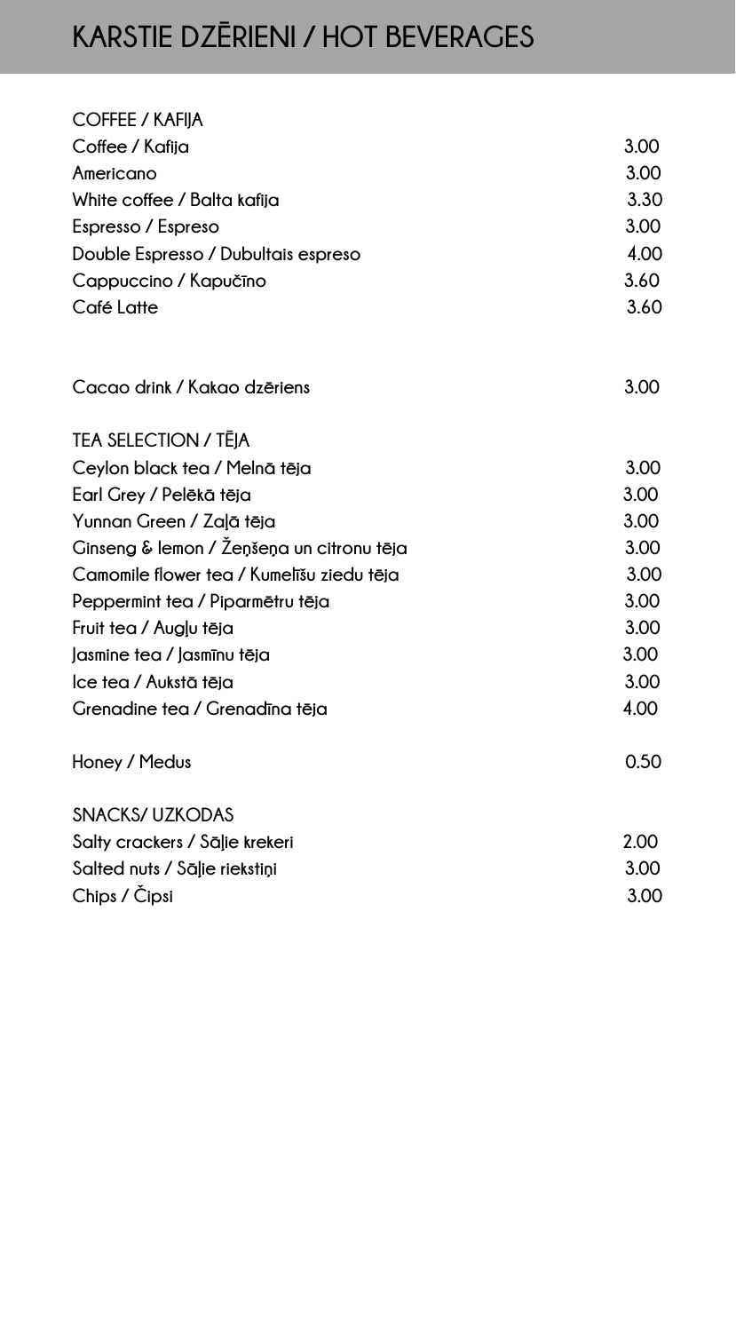# KARSTIE DZĒRIENI / HOT BEVERAGES

| | |
|---|---|
| **COFFEE / KAFIJA** | |
| Coffee / Kafija | 3.00 |
| Americano | 3.00 |
| White coffee / Balta kafija | 3.30 |
| Espresso / Espreso | 3.00 |
| Double Espresso / Dubultais espreso | 4.00 |
| Cappuccino / Kapučīno | 3.60 |
| Café Latte | 3.60 |
| | |
| Cacao drink / Kakao dzēriens | 3.00 |
| | |
| **TEA SELECTION / TĒJA** | |
| Ceylon black tea / Melnā tēja | 3.00 |
| Earl Grey / Pelēkā tēja | 3.00 |
| Yunnan Green / Zaļā tēja | 3.00 |
| Ginseng & lemon / Žeņšeņa un citronu tēja | 3.00 |
| Camomile flower tea / Kumelīšu ziedu tēja | 3.00 |
| Peppermint tea / Piparmētru tēja | 3.00 |
| Fruit tea / Augļu tēja | 3.00 |
| Jasmine tea / Jasmīnu tēja | 3.00 |
| Ice tea / Aukstā tēja | 3.00 |
| Grenadine tea / Grenadīna tēja | 4.00 |
| | |
| Honey / Medus | 0.50 |
| | |
| **SNACKS/ UZKODAS** | |
| Salty crackers / Sāļie krekeri | 2.00 |
| Salted nuts / Sāļie riekstiņi | 3.00 |
| Chips / Čipsi | 3.00 |